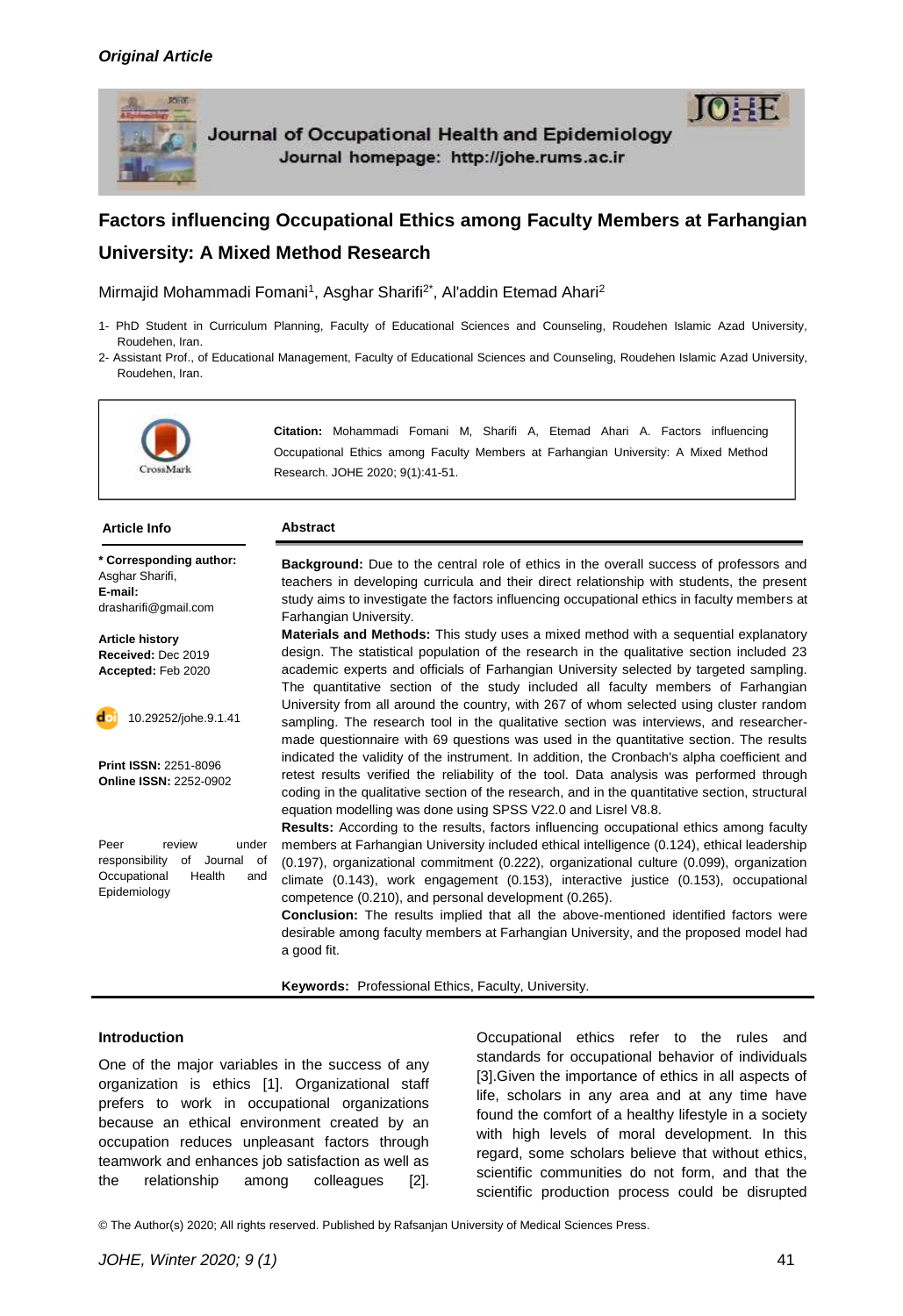*Original Article*

# Factors influencing Occupational Ethics among Faculty Members at Farhangian University: A Mixed Method Research

Mirmajid Mohammadi Fomani[1], Asghar Sharifi[2*], Al'addin Etemad Ahari[2]

1- PhD Student in Curriculum Planning, Faculty of Educational Sciences and Counseling, Roudehen Islamic Azad University, Roudehen, Iran.

2- Assistant Prof., of Educational Management, Faculty of Educational Sciences and Counseling, Roudehen Islamic Azad University, Roudehen, Iran.

**Citation:** Mohammadi Fomani M, Sharifi A, Etemad Ahari A. Factors influencing Occupational Ethics among Faculty Members at Farhangian University: A Mixed Method Research. JOHE 2020; 9(1):41-51.

**Article Info**

**\* Corresponding author:** Asghar Sharifi, **E-mail:** drasharifi@gmail.com

**Article history**
**Received:** Dec 2019
**Accepted:** Feb 2020

10.29252/johe.9.1.41

**Print ISSN:** 2251-8096
**Online ISSN:** 2252-0902

Peer review under responsibility of Journal of Occupational Health and Epidemiology

**Abstract**

**Background:** Due to the central role of ethics in the overall success of professors and teachers in developing curricula and their direct relationship with students, the present study aims to investigate the factors influencing occupational ethics in faculty members at Farhangian University.

**Materials and Methods:** This study uses a mixed method with a sequential explanatory design. The statistical population of the research in the qualitative section included 23 academic experts and officials of Farhangian University selected by targeted sampling. The quantitative section of the study included all faculty members of Farhangian University from all around the country, with 267 of whom selected using cluster random sampling. The research tool in the qualitative section was interviews, and researcher-made questionnaire with 69 questions was used in the quantitative section. The results indicated the validity of the instrument. In addition, the Cronbach's alpha coefficient and retest results verified the reliability of the tool. Data analysis was performed through coding in the qualitative section of the research, and in the quantitative section, structural equation modelling was done using SPSS V22.0 and Lisrel V8.8.

**Results:** According to the results, factors influencing occupational ethics among faculty members at Farhangian University included ethical intelligence (0.124), ethical leadership (0.197), organizational commitment (0.222), organizational culture (0.099), organization climate (0.143), work engagement (0.153), interactive justice (0.153), occupational competence (0.210), and personal development (0.265).

**Conclusion:** The results implied that all the above-mentioned identified factors were desirable among faculty members at Farhangian University, and the proposed model had a good fit.

**Keywords:** Professional Ethics, Faculty, University.

## Introduction

One of the major variables in the success of any organization is ethics [1]. Organizational staff prefers to work in occupational organizations because an ethical environment created by an occupation reduces unpleasant factors through teamwork and enhances job satisfaction as well as the relationship among colleagues [2]. Occupational ethics refer to the rules and standards for occupational behavior of individuals [3].Given the importance of ethics in all aspects of life, scholars in any area and at any time have found the comfort of a healthy lifestyle in a society with high levels of moral development. In this regard, some scholars believe that without ethics, scientific communities do not form, and that the scientific production process could be disrupted

© The Author(s) 2020; All rights reserved. Published by Rafsanjan University of Medical Sciences Press.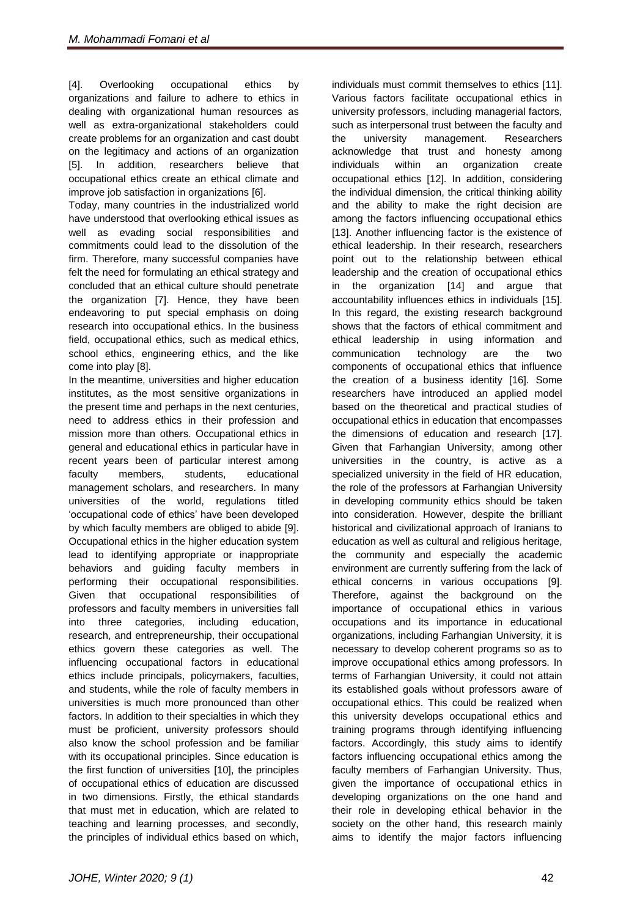[4]. Overlooking occupational ethics by organizations and failure to adhere to ethics in dealing with organizational human resources as well as extra-organizational stakeholders could create problems for an organization and cast doubt on the legitimacy and actions of an organization [5]. In addition, researchers believe that occupational ethics create an ethical climate and improve job satisfaction in organizations [6].

Today, many countries in the industrialized world have understood that overlooking ethical issues as well as evading social responsibilities and commitments could lead to the dissolution of the firm. Therefore, many successful companies have felt the need for formulating an ethical strategy and concluded that an ethical culture should penetrate the organization [7]. Hence, they have been endeavoring to put special emphasis on doing research into occupational ethics. In the business field, occupational ethics, such as medical ethics, school ethics, engineering ethics, and the like come into play [8].

In the meantime, universities and higher education institutes, as the most sensitive organizations in the present time and perhaps in the next centuries, need to address ethics in their profession and mission more than others. Occupational ethics in general and educational ethics in particular have in recent years been of particular interest among faculty members, students, educational management scholars, and researchers. In many universities of the world, regulations titled 'occupational code of ethics' have been developed by which faculty members are obliged to abide [9]. Occupational ethics in the higher education system lead to identifying appropriate or inappropriate behaviors and guiding faculty members in performing their occupational responsibilities. Given that occupational responsibilities of professors and faculty members in universities fall into three categories, including education, research, and entrepreneurship, their occupational ethics govern these categories as well. The influencing occupational factors in educational ethics include principals, policymakers, faculties, and students, while the role of faculty members in universities is much more pronounced than other factors. In addition to their specialties in which they must be proficient, university professors should also know the school profession and be familiar with its occupational principles. Since education is the first function of universities [10], the principles of occupational ethics of education are discussed in two dimensions. Firstly, the ethical standards that must met in education, which are related to teaching and learning processes, and secondly, the principles of individual ethics based on which, individuals must commit themselves to ethics [11]. Various factors facilitate occupational ethics in university professors, including managerial factors, such as interpersonal trust between the faculty and the university management. Researchers acknowledge that trust and honesty among individuals within an organization create occupational ethics [12]. In addition, considering the individual dimension, the critical thinking ability and the ability to make the right decision are among the factors influencing occupational ethics [13]. Another influencing factor is the existence of ethical leadership. In their research, researchers point out to the relationship between ethical leadership and the creation of occupational ethics in the organization [14] and argue that accountability influences ethics in individuals [15]. In this regard, the existing research background shows that the factors of ethical commitment and ethical leadership in using information and communication technology are the two components of occupational ethics that influence the creation of a business identity [16]. Some researchers have introduced an applied model based on the theoretical and practical studies of occupational ethics in education that encompasses the dimensions of education and research [17]. Given that Farhangian University, among other universities in the country, is active as a specialized university in the field of HR education, the role of the professors at Farhangian University in developing community ethics should be taken into consideration. However, despite the brilliant historical and civilizational approach of Iranians to education as well as cultural and religious heritage, the community and especially the academic environment are currently suffering from the lack of ethical concerns in various occupations [9]. Therefore, against the background on the importance of occupational ethics in various occupations and its importance in educational organizations, including Farhangian University, it is necessary to develop coherent programs so as to improve occupational ethics among professors. In terms of Farhangian University, it could not attain its established goals without professors aware of occupational ethics. This could be realized when this university develops occupational ethics and training programs through identifying influencing factors. Accordingly, this study aims to identify factors influencing occupational ethics among the faculty members of Farhangian University. Thus, given the importance of occupational ethics in developing organizations on the one hand and their role in developing ethical behavior in the society on the other hand, this research mainly aims to identify the major factors influencing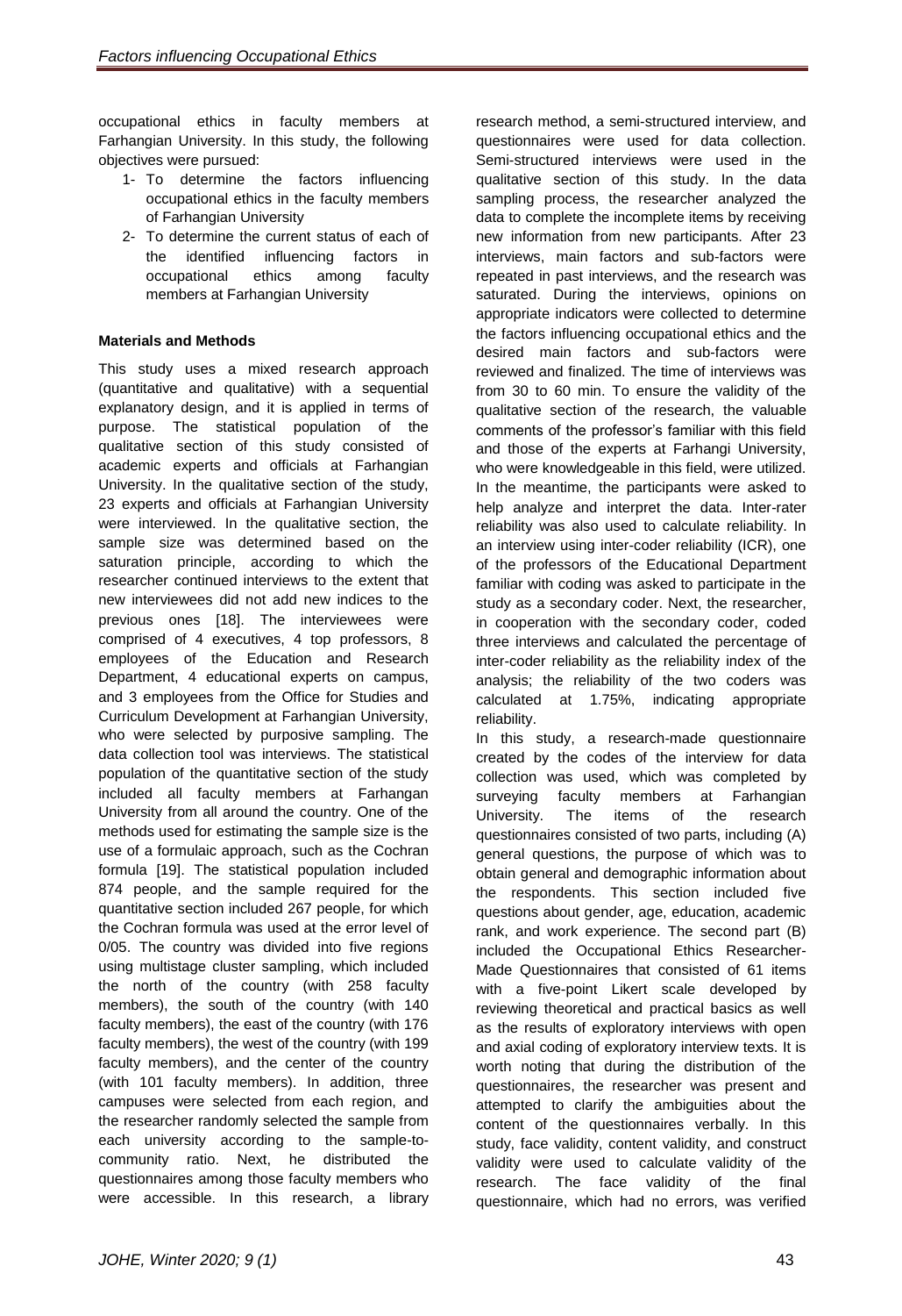occupational ethics in faculty members at Farhangian University. In this study, the following objectives were pursued:

1- To determine the factors influencing occupational ethics in the faculty members of Farhangian University
2- To determine the current status of each of the identified influencing factors in occupational ethics among faculty members at Farhangian University

**Materials and Methods**

This study uses a mixed research approach (quantitative and qualitative) with a sequential explanatory design, and it is applied in terms of purpose. The statistical population of the qualitative section of this study consisted of academic experts and officials at Farhangian University. In the qualitative section of the study, 23 experts and officials at Farhangian University were interviewed. In the qualitative section, the sample size was determined based on the saturation principle, according to which the researcher continued interviews to the extent that new interviewees did not add new indices to the previous ones [18]. The interviewees were comprised of 4 executives, 4 top professors, 8 employees of the Education and Research Department, 4 educational experts on campus, and 3 employees from the Office for Studies and Curriculum Development at Farhangian University, who were selected by purposive sampling. The data collection tool was interviews. The statistical population of the quantitative section of the study included all faculty members at Farhangian University from all around the country. One of the methods used for estimating the sample size is the use of a formulaic approach, such as the Cochran formula [19]. The statistical population included 874 people, and the sample required for the quantitative section included 267 people, for which the Cochran formula was used at the error level of 0/05. The country was divided into five regions using multistage cluster sampling, which included the north of the country (with 258 faculty members), the south of the country (with 140 faculty members), the east of the country (with 176 faculty members), the west of the country (with 199 faculty members), and the center of the country (with 101 faculty members). In addition, three campuses were selected from each region, and the researcher randomly selected the sample from each university according to the sample-to-community ratio. Next, he distributed the questionnaires among those faculty members who were accessible. In this research, a library research method, a semi-structured interview, and questionnaires were used for data collection. Semi-structured interviews were used in the qualitative section of this study. In the data sampling process, the researcher analyzed the data to complete the incomplete items by receiving new information from new participants. After 23 interviews, main factors and sub-factors were repeated in past interviews, and the research was saturated. During the interviews, opinions on appropriate indicators were collected to determine the factors influencing occupational ethics and the desired main factors and sub-factors were reviewed and finalized. The time of interviews was from 30 to 60 min. To ensure the validity of the qualitative section of the research, the valuable comments of the professor's familiar with this field and those of the experts at Farhangi University, who were knowledgeable in this field, were utilized. In the meantime, the participants were asked to help analyze and interpret the data. Inter-rater reliability was also used to calculate reliability. In an interview using inter-coder reliability (ICR), one of the professors of the Educational Department familiar with coding was asked to participate in the study as a secondary coder. Next, the researcher, in cooperation with the secondary coder, coded three interviews and calculated the percentage of inter-coder reliability as the reliability index of the analysis; the reliability of the two coders was calculated at 1.75%, indicating appropriate reliability.

In this study, a research-made questionnaire created by the codes of the interview for data collection was used, which was completed by surveying faculty members at Farhangian University. The items of the research questionnaires consisted of two parts, including (A) general questions, the purpose of which was to obtain general and demographic information about the respondents. This section included five questions about gender, age, education, academic rank, and work experience. The second part (B) included the Occupational Ethics Researcher-Made Questionnaires that consisted of 61 items with a five-point Likert scale developed by reviewing theoretical and practical basics as well as the results of exploratory interviews with open and axial coding of exploratory interview texts. It is worth noting that during the distribution of the questionnaires, the researcher was present and attempted to clarify the ambiguities about the content of the questionnaires verbally. In this study, face validity, content validity, and construct validity were used to calculate validity of the research. The face validity of the final questionnaire, which had no errors, was verified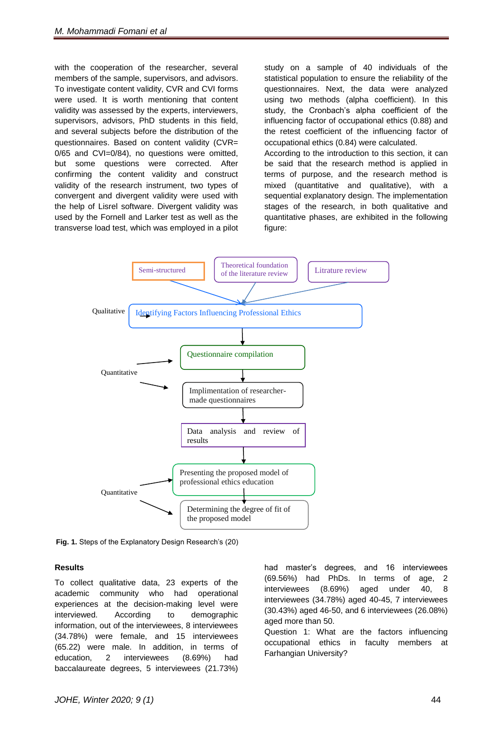with the cooperation of the researcher, several members of the sample, supervisors, and advisors. To investigate content validity, CVR and CVI forms were used. It is worth mentioning that content validity was assessed by the experts, interviewers, supervisors, advisors, PhD students in this field, and several subjects before the distribution of the questionnaires. Based on content validity (CVR= 0/65 and CVI=0/84), no questions were omitted, but some questions were corrected. After confirming the content validity and construct validity of the research instrument, two types of convergent and divergent validity were used with the help of Lisrel software. Divergent validity was used by the Fornell and Larker test as well as the transverse load test, which was employed in a pilot study on a sample of 40 individuals of the statistical population to ensure the reliability of the questionnaires. Next, the data were analyzed using two methods (alpha coefficient). In this study, the Cronbach's alpha coefficient of the influencing factor of occupational ethics (0.88) and the retest coefficient of the influencing factor of occupational ethics (0.84) were calculated.

According to the introduction to this section, it can be said that the research method is applied in terms of purpose, and the research method is mixed (quantitative and qualitative), with a sequential explanatory design. The implementation stages of the research, in both qualitative and quantitative phases, are exhibited in the following figure:

Semi-structured | Theoretical foundation of the literature review | Litrature review

Qualitative → Identifying Factors Influencing Professional Ethics

Quantitative → Questionnaire compilation → Implimentation of researcher-made questionnaires → Data analysis and review of results

Quantitative → Presenting the proposed model of professional ethics education → Determining the degree of fit of the proposed model

**Fig. 1.** Steps of the Explanatory Design Research's (20)

## Results

To collect qualitative data, 23 experts of the academic community who had operational experiences at the decision-making level were interviewed. According to demographic information, out of the interviewees, 8 interviewees (34.78%) were female, and 15 interviewees (65.22) were male. In addition, in terms of education, 2 interviewees (8.69%) had baccalaureate degrees, 5 interviewees (21.73%) had master's degrees, and 16 interviewees (69.56%) had PhDs. In terms of age, 2 interviewees (8.69%) aged under 40, 8 interviewees (34.78%) aged 40-45, 7 interviewees (30.43%) aged 46-50, and 6 interviewees (26.08%) aged more than 50.

Question 1: What are the factors influencing occupational ethics in faculty members at Farhangian University?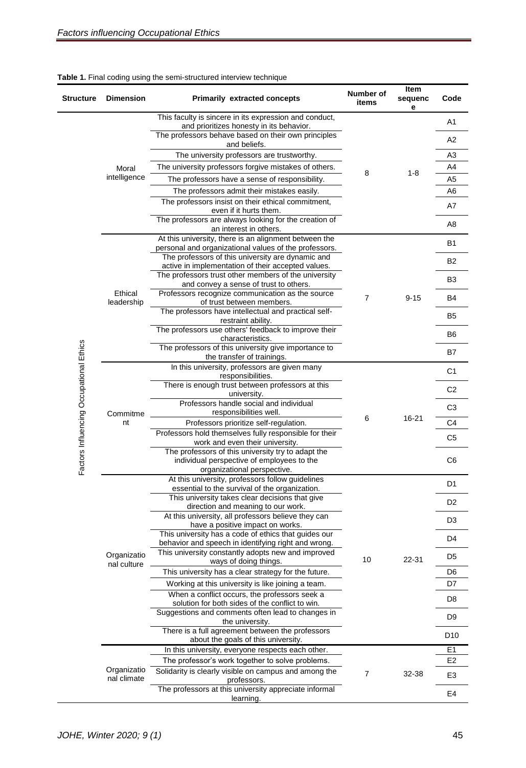**Table 1.** Final coding using the semi-structured interview technique

| Structure | Dimension | Primarily extracted concepts | Number of items | Item sequence | Code |
|---|---|---|---|---|---|
| Factors Influencing Occupational Ethics | Moral intelligence | This faculty is sincere in its expression and conduct, and prioritizes honesty in its behavior. | 8 | 1-8 | A1 |
| | | The professors behave based on their own principles and beliefs. | | | A2 |
| | | The university professors are trustworthy. | | | A3 |
| | | The university professors forgive mistakes of others. | | | A4 |
| | | The professors have a sense of responsibility. | | | A5 |
| | | The professors admit their mistakes easily. | | | A6 |
| | | The professors insist on their ethical commitment, even if it hurts them. | | | A7 |
| | | The professors are always looking for the creation of an interest in others. | | | A8 |
| | Ethical leadership | At this university, there is an alignment between the personal and organizational values of the professors. | 7 | 9-15 | B1 |
| | | The professors of this university are dynamic and active in implementation of their accepted values. | | | B2 |
| | | The professors trust other members of the university and convey a sense of trust to others. | | | B3 |
| | | Professors recognize communication as the source of trust between members. | | | B4 |
| | | The professors have intellectual and practical self-restraint ability. | | | B5 |
| | | The professors use others' feedback to improve their characteristics. | | | B6 |
| | | The professors of this university give importance to the transfer of trainings. | | | B7 |
| | Commitment | In this university, professors are given many responsibilities. | 6 | 16-21 | C1 |
| | | There is enough trust between professors at this university. | | | C2 |
| | | Professors handle social and individual responsibilities well. | | | C3 |
| | | Professors prioritize self-regulation. | | | C4 |
| | | Professors hold themselves fully responsible for their work and even their university. | | | C5 |
| | | The professors of this university try to adapt the individual perspective of employees to the organizational perspective. | | | C6 |
| | Organizational culture | At this university, professors follow guidelines essential to the survival of the organization. | 10 | 22-31 | D1 |
| | | This university takes clear decisions that give direction and meaning to our work. | | | D2 |
| | | At this university, all professors believe they can have a positive impact on works. | | | D3 |
| | | This university has a code of ethics that guides our behavior and speech in identifying right and wrong. | | | D4 |
| | | This university constantly adopts new and improved ways of doing things. | | | D5 |
| | | This university has a clear strategy for the future. | | | D6 |
| | | Working at this university is like joining a team. | | | D7 |
| | | When a conflict occurs, the professors seek a solution for both sides of the conflict to win. | | | D8 |
| | | Suggestions and comments often lead to changes in the university. | | | D9 |
| | | There is a full agreement between the professors about the goals of this university. | | | D10 |
| | Organizational climate | In this university, everyone respects each other. | 7 | 32-38 | E1 |
| | | The professor's work together to solve problems. | | | E2 |
| | | Solidarity is clearly visible on campus and among the professors. | | | E3 |
| | | The professors at this university appreciate informal learning. | | | E4 |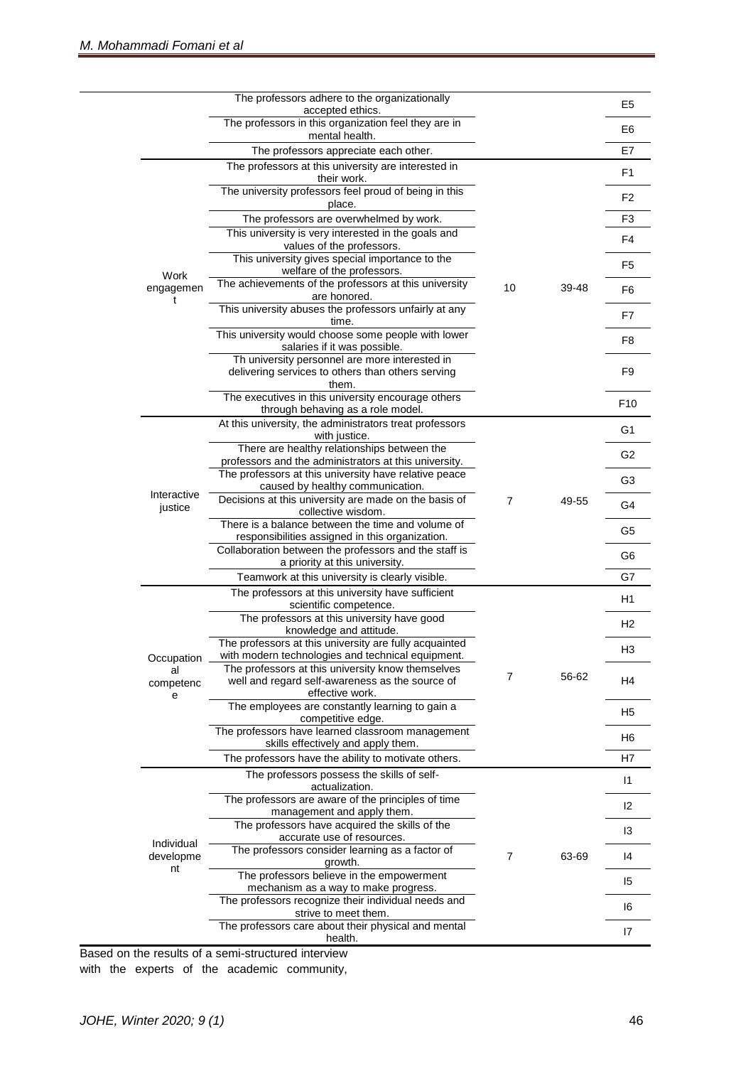| | | | | |
|---|---|---|---|---|
| | The professors adhere to the organizationally accepted ethics. | | | E5 |
| | The professors in this organization feel they are in mental health. | | | E6 |
| | The professors appreciate each other. | | | E7 |
| Work engagement | The professors at this university are interested in their work. | 10 | 39-48 | F1 |
| | The university professors feel proud of being in this place. | | | F2 |
| | The professors are overwhelmed by work. | | | F3 |
| | This university is very interested in the goals and values of the professors. | | | F4 |
| | This university gives special importance to the welfare of the professors. | | | F5 |
| | The achievements of the professors at this university are honored. | | | F6 |
| | This university abuses the professors unfairly at any time. | | | F7 |
| | This university would choose some people with lower salaries if it was possible. | | | F8 |
| | Th university personnel are more interested in delivering services to others than others serving them. | | | F9 |
| | The executives in this university encourage others through behaving as a role model. | | | F10 |
| Interactive justice | At this university, the administrators treat professors with justice. | 7 | 49-55 | G1 |
| | There are healthy relationships between the professors and the administrators at this university. | | | G2 |
| | The professors at this university have relative peace caused by healthy communication. | | | G3 |
| | Decisions at this university are made on the basis of collective wisdom. | | | G4 |
| | There is a balance between the time and volume of responsibilities assigned in this organization. | | | G5 |
| | Collaboration between the professors and the staff is a priority at this university. | | | G6 |
| | Teamwork at this university is clearly visible. | | | G7 |
| Occupational competence | The professors at this university have sufficient scientific competence. | 7 | 56-62 | H1 |
| | The professors at this university have good knowledge and attitude. | | | H2 |
| | The professors at this university are fully acquainted with modern technologies and technical equipment. | | | H3 |
| | The professors at this university know themselves well and regard self-awareness as the source of effective work. | | | H4 |
| | The employees are constantly learning to gain a competitive edge. | | | H5 |
| | The professors have learned classroom management skills effectively and apply them. | | | H6 |
| | The professors have the ability to motivate others. | | | H7 |
| Individual development | The professors possess the skills of self-actualization. | 7 | 63-69 | I1 |
| | The professors are aware of the principles of time management and apply them. | | | I2 |
| | The professors have acquired the skills of the accurate use of resources. | | | I3 |
| | The professors consider learning as a factor of growth. | | | I4 |
| | The professors believe in the empowerment mechanism as a way to make progress. | | | I5 |
| | The professors recognize their individual needs and strive to meet them. | | | I6 |
| | The professors care about their physical and mental health. | | | I7 |

Based on the results of a semi-structured interview with the experts of the academic community,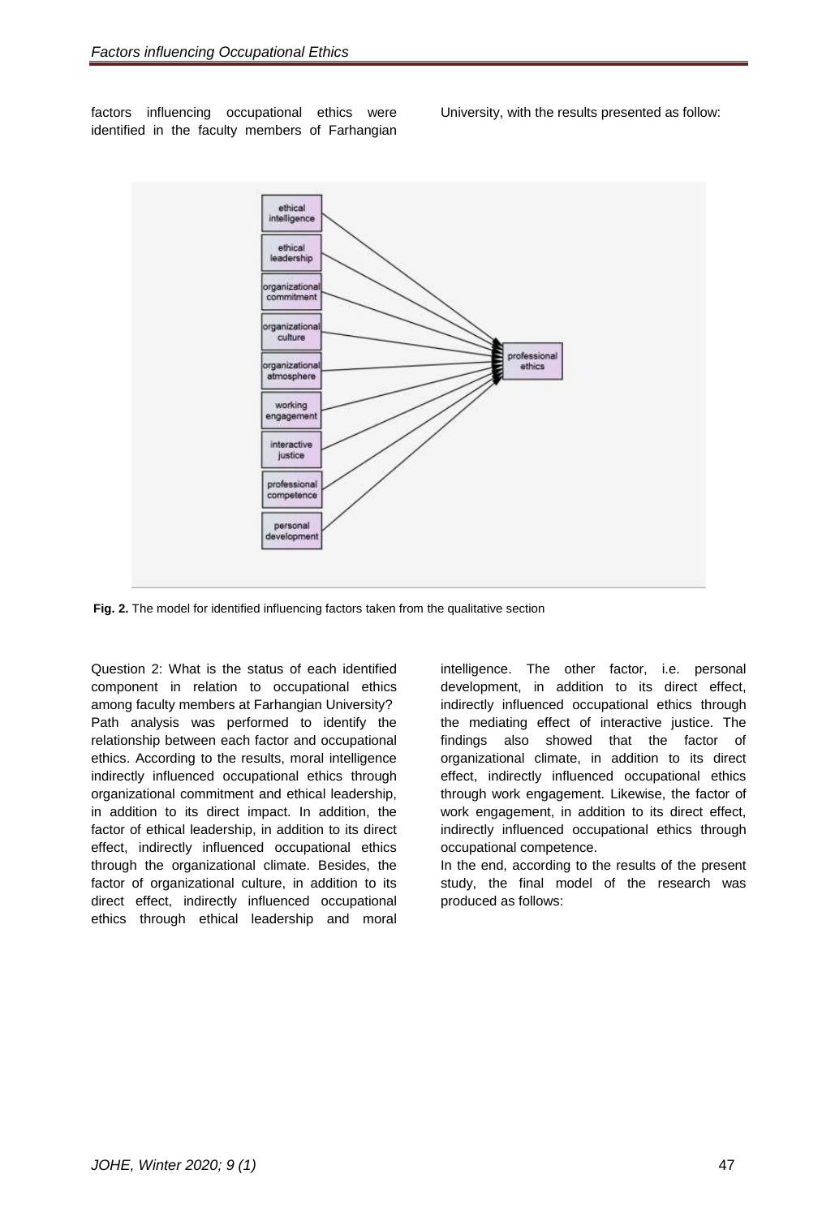factors influencing occupational ethics were identified in the faculty members of Farhangian University, with the results presented as follow:

**Fig. 2.** The model for identified influencing factors taken from the qualitative section

Question 2: What is the status of each identified component in relation to occupational ethics among faculty members at Farhangian University?

Path analysis was performed to identify the relationship between each factor and occupational ethics. According to the results, moral intelligence indirectly influenced occupational ethics through organizational commitment and ethical leadership, in addition to its direct impact. In addition, the factor of ethical leadership, in addition to its direct effect, indirectly influenced occupational ethics through the organizational climate. Besides, the factor of organizational culture, in addition to its direct effect, indirectly influenced occupational ethics through ethical leadership and moral intelligence. The other factor, i.e. personal development, in addition to its direct effect, indirectly influenced occupational ethics through the mediating effect of interactive justice. The findings also showed that the factor of organizational climate, in addition to its direct effect, indirectly influenced occupational ethics through work engagement. Likewise, the factor of work engagement, in addition to its direct effect, indirectly influenced occupational ethics through occupational competence.

In the end, according to the results of the present study, the final model of the research was produced as follows: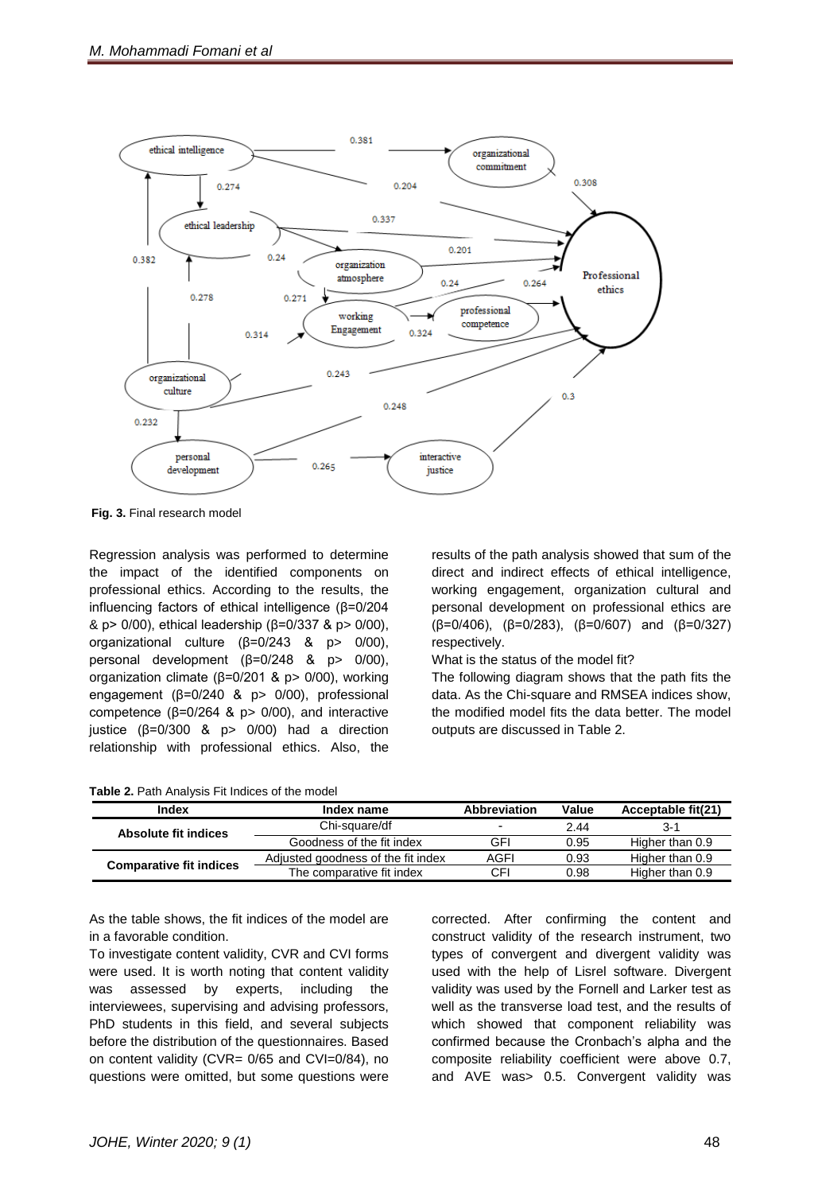**Fig. 3.** Final research model

Regression analysis was performed to determine the impact of the identified components on professional ethics. According to the results, the influencing factors of ethical intelligence (β=0/204 & p> 0/00), ethical leadership (β=0/337 & p> 0/00), organizational culture (β=0/243 & p> 0/00), personal development (β=0/248 & p> 0/00), organization climate (β=0/201 & p> 0/00), working engagement (β=0/240 & p> 0/00), professional competence (β=0/264 & p> 0/00), and interactive justice (β=0/300 & p> 0/00) had a direction relationship with professional ethics. Also, the results of the path analysis showed that sum of the direct and indirect effects of ethical intelligence, working engagement, organization cultural and personal development on professional ethics are (β=0/406), (β=0/283), (β=0/607) and (β=0/327) respectively.

What is the status of the model fit?

The following diagram shows that the path fits the data. As the Chi-square and RMSEA indices show, the modified model fits the data better. The model outputs are discussed in Table 2.

**Table 2.** Path Analysis Fit Indices of the model

| Index | Index name | Abbreviation | Value | Acceptable fit(21) |
|---|---|---|---|---|
| Absolute fit indices | Chi-square/df | - | 2.44 | 3-1 |
| | Goodness of the fit index | GFI | 0.95 | Higher than 0.9 |
| Comparative fit indices | Adjusted goodness of the fit index | AGFI | 0.93 | Higher than 0.9 |
| | The comparative fit index | CFI | 0.98 | Higher than 0.9 |

As the table shows, the fit indices of the model are in a favorable condition.

To investigate content validity, CVR and CVI forms were used. It is worth noting that content validity was assessed by experts, including the interviewees, supervising and advising professors, PhD students in this field, and several subjects before the distribution of the questionnaires. Based on content validity (CVR= 0/65 and CVI=0/84), no questions were omitted, but some questions were corrected. After confirming the content and construct validity of the research instrument, two types of convergent and divergent validity was used with the help of Lisrel software. Divergent validity was used by the Fornell and Larker test as well as the transverse load test, and the results of which showed that component reliability was confirmed because the Cronbach's alpha and the composite reliability coefficient were above 0.7, and AVE was> 0.5. Convergent validity was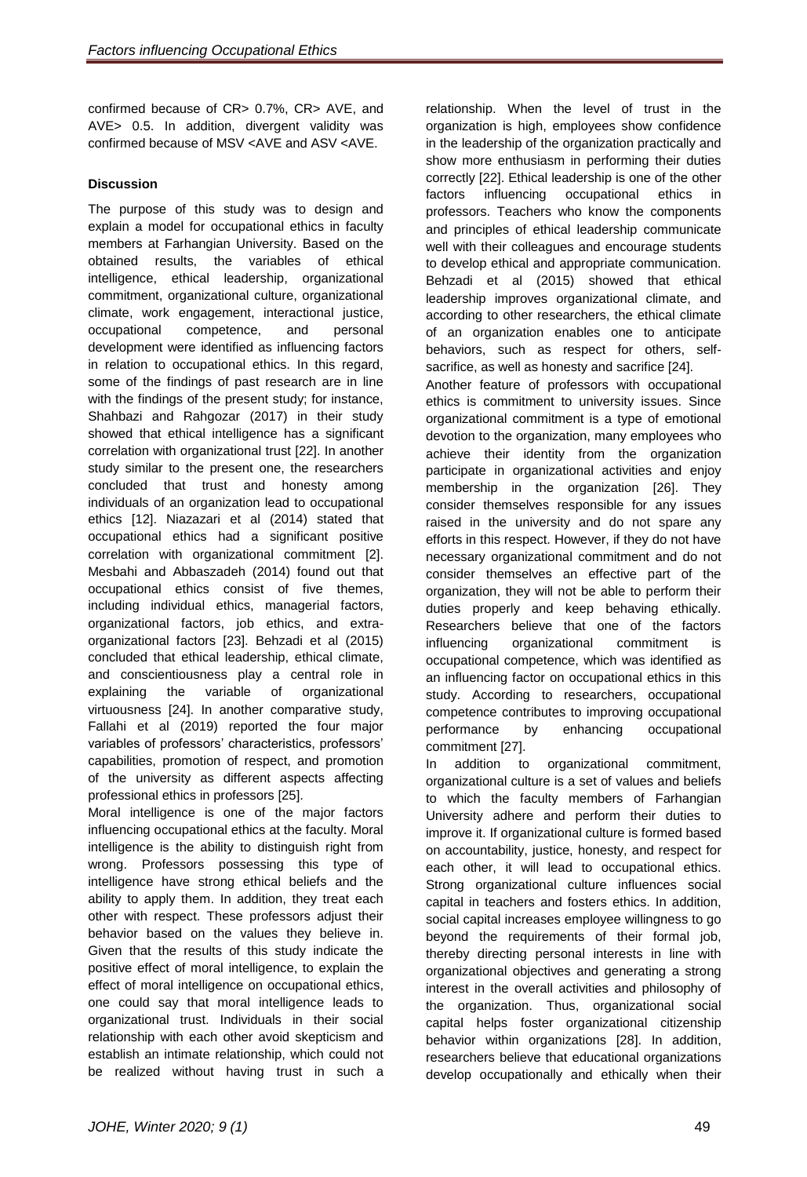confirmed because of CR> 0.7%, CR> AVE, and AVE> 0.5. In addition, divergent validity was confirmed because of MSV <AVE and ASV <AVE.

**Discussion**

The purpose of this study was to design and explain a model for occupational ethics in faculty members at Farhangian University. Based on the obtained results, the variables of ethical intelligence, ethical leadership, organizational commitment, organizational culture, organizational climate, work engagement, interactional justice, occupational competence, and personal development were identified as influencing factors in relation to occupational ethics. In this regard, some of the findings of past research are in line with the findings of the present study; for instance, Shahbazi and Rahgozar (2017) in their study showed that ethical intelligence has a significant correlation with organizational trust [22]. In another study similar to the present one, the researchers concluded that trust and honesty among individuals of an organization lead to occupational ethics [12]. Niazazari et al (2014) stated that occupational ethics had a significant positive correlation with organizational commitment [2]. Mesbahi and Abbaszadeh (2014) found out that occupational ethics consist of five themes, including individual ethics, managerial factors, organizational factors, job ethics, and extra-organizational factors [23]. Behzadi et al (2015) concluded that ethical leadership, ethical climate, and conscientiousness play a central role in explaining the variable of organizational virtuousness [24]. In another comparative study, Fallahi et al (2019) reported the four major variables of professors' characteristics, professors' capabilities, promotion of respect, and promotion of the university as different aspects affecting professional ethics in professors [25].

Moral intelligence is one of the major factors influencing occupational ethics at the faculty. Moral intelligence is the ability to distinguish right from wrong. Professors possessing this type of intelligence have strong ethical beliefs and the ability to apply them. In addition, they treat each other with respect. These professors adjust their behavior based on the values they believe in. Given that the results of this study indicate the positive effect of moral intelligence, to explain the effect of moral intelligence on occupational ethics, one could say that moral intelligence leads to organizational trust. Individuals in their social relationship with each other avoid skepticism and establish an intimate relationship, which could not be realized without having trust in such a relationship. When the level of trust in the organization is high, employees show confidence in the leadership of the organization practically and show more enthusiasm in performing their duties correctly [22]. Ethical leadership is one of the other factors influencing occupational ethics in professors. Teachers who know the components and principles of ethical leadership communicate well with their colleagues and encourage students to develop ethical and appropriate communication. Behzadi et al (2015) showed that ethical leadership improves organizational climate, and according to other researchers, the ethical climate of an organization enables one to anticipate behaviors, such as respect for others, self-sacrifice, as well as honesty and sacrifice [24].

Another feature of professors with occupational ethics is commitment to university issues. Since organizational commitment is a type of emotional devotion to the organization, many employees who achieve their identity from the organization participate in organizational activities and enjoy membership in the organization [26]. They consider themselves responsible for any issues raised in the university and do not spare any efforts in this respect. However, if they do not have necessary organizational commitment and do not consider themselves an effective part of the organization, they will not be able to perform their duties properly and keep behaving ethically. Researchers believe that one of the factors influencing organizational commitment is occupational competence, which was identified as an influencing factor on occupational ethics in this study. According to researchers, occupational competence contributes to improving occupational performance by enhancing occupational commitment [27].

In addition to organizational commitment, organizational culture is a set of values and beliefs to which the faculty members of Farhangian University adhere and perform their duties to improve it. If organizational culture is formed based on accountability, justice, honesty, and respect for each other, it will lead to occupational ethics. Strong organizational culture influences social capital in teachers and fosters ethics. In addition, social capital increases employee willingness to go beyond the requirements of their formal job, thereby directing personal interests in line with organizational objectives and generating a strong interest in the overall activities and philosophy of the organization. Thus, organizational social capital helps foster organizational citizenship behavior within organizations [28]. In addition, researchers believe that educational organizations develop occupationally and ethically when their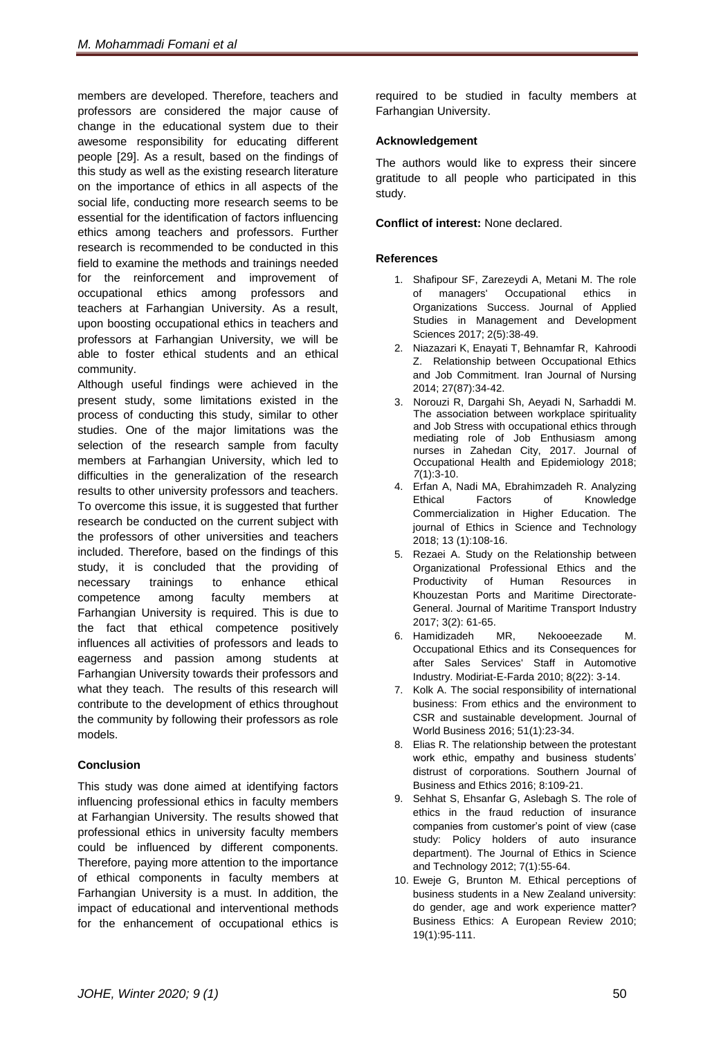members are developed. Therefore, teachers and professors are considered the major cause of change in the educational system due to their awesome responsibility for educating different people [29]. As a result, based on the findings of this study as well as the existing research literature on the importance of ethics in all aspects of the social life, conducting more research seems to be essential for the identification of factors influencing ethics among teachers and professors. Further research is recommended to be conducted in this field to examine the methods and trainings needed for the reinforcement and improvement of occupational ethics among professors and teachers at Farhangian University. As a result, upon boosting occupational ethics in teachers and professors at Farhangian University, we will be able to foster ethical students and an ethical community.

Although useful findings were achieved in the present study, some limitations existed in the process of conducting this study, similar to other studies. One of the major limitations was the selection of the research sample from faculty members at Farhangian University, which led to difficulties in the generalization of the research results to other university professors and teachers. To overcome this issue, it is suggested that further research be conducted on the current subject with the professors of other universities and teachers included. Therefore, based on the findings of this study, it is concluded that the providing of necessary trainings to enhance ethical competence among faculty members at Farhangian University is required. This is due to the fact that ethical competence positively influences all activities of professors and leads to eagerness and passion among students at Farhangian University towards their professors and what they teach. The results of this research will contribute to the development of ethics throughout the community by following their professors as role models.

### Conclusion

This study was done aimed at identifying factors influencing professional ethics in faculty members at Farhangian University. The results showed that professional ethics in university faculty members could be influenced by different components. Therefore, paying more attention to the importance of ethical components in faculty members at Farhangian University is a must. In addition, the impact of educational and interventional methods for the enhancement of occupational ethics is required to be studied in faculty members at Farhangian University.

### Acknowledgement

The authors would like to express their sincere gratitude to all people who participated in this study.

**Conflict of interest:** None declared.

### References

1. Shafipour SF, Zarezeydi A, Metani M. The role of managers' Occupational ethics in Organizations Success. Journal of Applied Studies in Management and Development Sciences 2017; 2(5):38-49.
2. Niazazari K, Enayati T, Behnamfar R, Kahroodi Z. Relationship between Occupational Ethics and Job Commitment. Iran Journal of Nursing 2014; 27(87):34-42.
3. Norouzi R, Dargahi Sh, Aeyadi N, Sarhaddi M. The association between workplace spirituality and Job Stress with occupational ethics through mediating role of Job Enthusiasm among nurses in Zahedan City, 2017. Journal of Occupational Health and Epidemiology 2018; 7(1):3-10.
4. Erfan A, Nadi MA, Ebrahimzadeh R. Analyzing Ethical Factors of Knowledge Commercialization in Higher Education. The journal of Ethics in Science and Technology 2018; 13 (1):108-16.
5. Rezaei A. Study on the Relationship between Organizational Professional Ethics and the Productivity of Human Resources in Khouzestan Ports and Maritime Directorate-General. Journal of Maritime Transport Industry 2017; 3(2): 61-65.
6. Hamidizadeh MR, Nekooeezade M. Occupational Ethics and its Consequences for after Sales Services' Staff in Automotive Industry. Modiriat-E-Farda 2010; 8(22): 3-14.
7. Kolk A. The social responsibility of international business: From ethics and the environment to CSR and sustainable development. Journal of World Business 2016; 51(1):23-34.
8. Elias R. The relationship between the protestant work ethic, empathy and business students' distrust of corporations. Southern Journal of Business and Ethics 2016; 8:109-21.
9. Sehhat S, Ehsanfar G, Aslebagh S. The role of ethics in the fraud reduction of insurance companies from customer's point of view (case study: Policy holders of auto insurance department). The Journal of Ethics in Science and Technology 2012; 7(1):55-64.
10. Eweje G, Brunton M. Ethical perceptions of business students in a New Zealand university: do gender, age and work experience matter? Business Ethics: A European Review 2010; 19(1):95-111.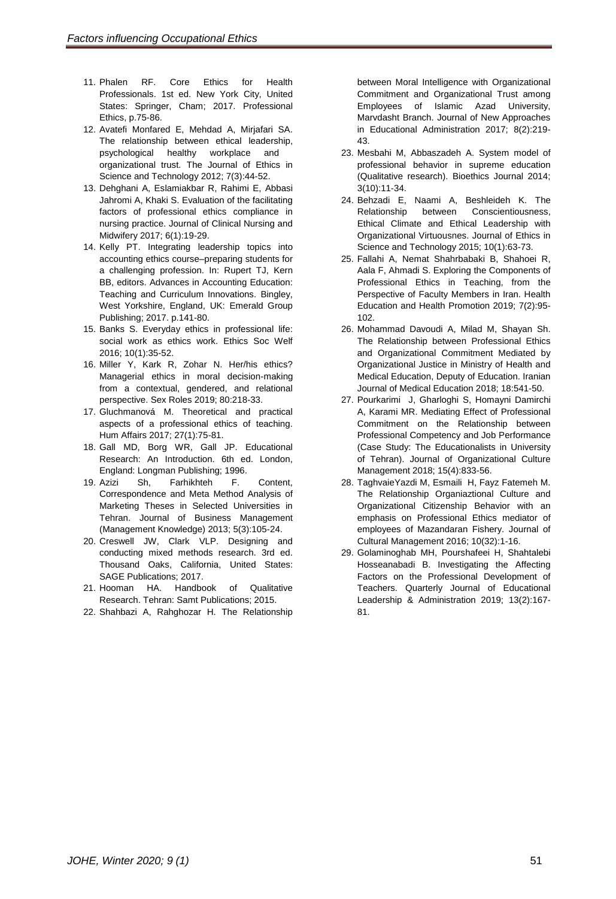11. Phalen RF. Core Ethics for Health Professionals. 1st ed. New York City, United States: Springer, Cham; 2017. Professional Ethics, p.75-86.
12. Avatefi Monfared E, Mehdad A, Mirjafari SA. The relationship between ethical leadership, psychological healthy workplace and organizational trust. The Journal of Ethics in Science and Technology 2012; 7(3):44-52.
13. Dehghani A, Eslamiakbar R, Rahimi E, Abbasi Jahromi A, Khaki S. Evaluation of the facilitating factors of professional ethics compliance in nursing practice. Journal of Clinical Nursing and Midwifery 2017; 6(1):19-29.
14. Kelly PT. Integrating leadership topics into accounting ethics course–preparing students for a challenging profession. In: Rupert TJ, Kern BB, editors. Advances in Accounting Education: Teaching and Curriculum Innovations. Bingley, West Yorkshire, England, UK: Emerald Group Publishing; 2017. p.141-80.
15. Banks S. Everyday ethics in professional life: social work as ethics work. Ethics Soc Welf 2016; 10(1):35-52.
16. Miller Y, Kark R, Zohar N. Her/his ethics? Managerial ethics in moral decision-making from a contextual, gendered, and relational perspective. Sex Roles 2019; 80:218-33.
17. Gluchmanová M. Theoretical and practical aspects of a professional ethics of teaching. Hum Affairs 2017; 27(1):75-81.
18. Gall MD, Borg WR, Gall JP. Educational Research: An Introduction. 6th ed. London, England: Longman Publishing; 1996.
19. Azizi Sh, Farhikhteh F. Content, Correspondence and Meta Method Analysis of Marketing Theses in Selected Universities in Tehran. Journal of Business Management (Management Knowledge) 2013; 5(3):105-24.
20. Creswell JW, Clark VLP. Designing and conducting mixed methods research. 3rd ed. Thousand Oaks, California, United States: SAGE Publications; 2017.
21. Hooman HA. Handbook of Qualitative Research. Tehran: Samt Publications; 2015.
22. Shahbazi A, Rahghozar H. The Relationship between Moral Intelligence with Organizational Commitment and Organizational Trust among Employees of Islamic Azad University, Marvdasht Branch. Journal of New Approaches in Educational Administration 2017; 8(2):219-43.
23. Mesbahi M, Abbaszadeh A. System model of professional behavior in supreme education (Qualitative research). Bioethics Journal 2014; 3(10):11-34.
24. Behzadi E, Naami A, Beshleideh K. The Relationship between Conscientiousness, Ethical Climate and Ethical Leadership with Organizational Virtuousnes. Journal of Ethics in Science and Technology 2015; 10(1):63-73.
25. Fallahi A, Nemat Shahrbabaki B, Shahoei R, Aala F, Ahmadi S. Exploring the Components of Professional Ethics in Teaching, from the Perspective of Faculty Members in Iran. Health Education and Health Promotion 2019; 7(2):95-102.
26. Mohammad Davoudi A, Milad M, Shayan Sh. The Relationship between Professional Ethics and Organizational Commitment Mediated by Organizational Justice in Ministry of Health and Medical Education, Deputy of Education. Iranian Journal of Medical Education 2018; 18:541-50.
27. Pourkarimi J, Gharloghi S, Homayni Damirchi A, Karami MR. Mediating Effect of Professional Commitment on the Relationship between Professional Competency and Job Performance (Case Study: The Educationalists in University of Tehran). Journal of Organizational Culture Management 2018; 15(4):833-56.
28. TaghvaieYazdi M, Esmaili H, Fayz Fatemeh M. The Relationship Organiaztional Culture and Organizational Citizenship Behavior with an emphasis on Professional Ethics mediator of employees of Mazandaran Fishery. Journal of Cultural Management 2016; 10(32):1-16.
29. Golaminoghab MH, Pourshafeei H, Shahtalebi Hosseanabadi B. Investigating the Affecting Factors on the Professional Development of Teachers. Quarterly Journal of Educational Leadership & Administration 2019; 13(2):167-81.